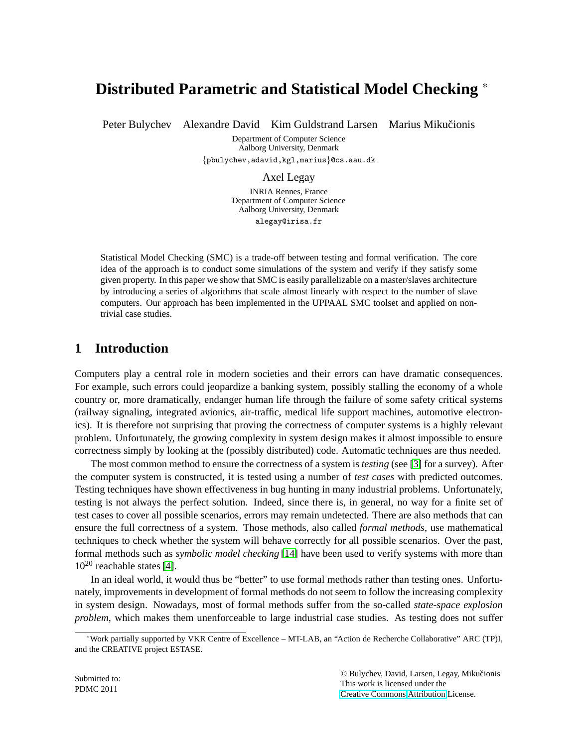# Distributed Parametric and Statistical Model Checking *

Peter Bulychev  Alexandre David  Kim Guldstrand Larsen  Marius Mikučionis

Department of Computer Science
Aalborg University, Denmark
{pbulychev,adavid,kgl,marius}@cs.aau.dk

Axel Legay

INRIA Rennes, France
Department of Computer Science
Aalborg University, Denmark
alegay@irisa.fr

Statistical Model Checking (SMC) is a trade-off between testing and formal verification. The core idea of the approach is to conduct some simulations of the system and verify if they satisfy some given property. In this paper we show that SMC is easily parallelizable on a master/slaves architecture by introducing a series of algorithms that scale almost linearly with respect to the number of slave computers. Our approach has been implemented in the UPPAAL SMC toolset and applied on non-trivial case studies.

## 1 Introduction

Computers play a central role in modern societies and their errors can have dramatic consequences. For example, such errors could jeopardize a banking system, possibly stalling the economy of a whole country or, more dramatically, endanger human life through the failure of some safety critical systems (railway signaling, integrated avionics, air-traffic, medical life support machines, automotive electronics). It is therefore not surprising that proving the correctness of computer systems is a highly relevant problem. Unfortunately, the growing complexity in system design makes it almost impossible to ensure correctness simply by looking at the (possibly distributed) code. Automatic techniques are thus needed.

The most common method to ensure the correctness of a system is *testing* (see [3] for a survey). After the computer system is constructed, it is tested using a number of *test cases* with predicted outcomes. Testing techniques have shown effectiveness in bug hunting in many industrial problems. Unfortunately, testing is not always the perfect solution. Indeed, since there is, in general, no way for a finite set of test cases to cover all possible scenarios, errors may remain undetected. There are also methods that can ensure the full correctness of a system. Those methods, also called *formal methods*, use mathematical techniques to check whether the system will behave correctly for all possible scenarios. Over the past, formal methods such as *symbolic model checking* [14] have been used to verify systems with more than $10^{20}$ reachable states [4].

In an ideal world, it would thus be "better" to use formal methods rather than testing ones. Unfortunately, improvements in development of formal methods do not seem to follow the increasing complexity in system design. Nowadays, most of formal methods suffer from the so-called *state-space explosion problem*, which makes them unenforceable to large industrial case studies. As testing does not suffer

*Work partially supported by VKR Centre of Excellence – MT-LAB, an "Action de Recherche Collaborative" ARC (TP)I, and the CREATIVE project ESTASE.

Submitted to:
PDMC 2011

© Bulychev, David, Larsen, Legay, Mikučionis
This work is licensed under the
Creative Commons Attribution License.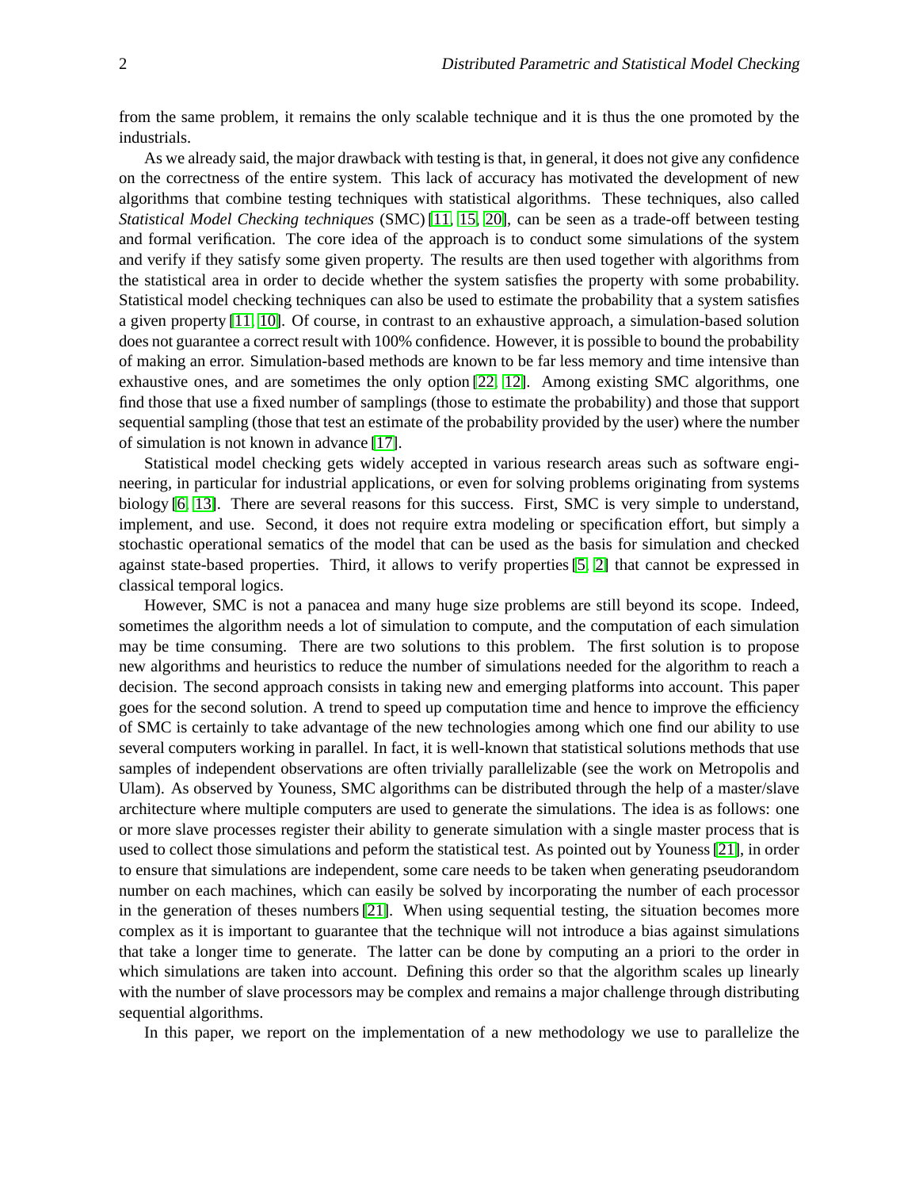from the same problem, it remains the only scalable technique and it is thus the one promoted by the industrials.

As we already said, the major drawback with testing is that, in general, it does not give any confidence on the correctness of the entire system. This lack of accuracy has motivated the development of new algorithms that combine testing techniques with statistical algorithms. These techniques, also called *Statistical Model Checking techniques* (SMC) [11, 15, 20], can be seen as a trade-off between testing and formal verification. The core idea of the approach is to conduct some simulations of the system and verify if they satisfy some given property. The results are then used together with algorithms from the statistical area in order to decide whether the system satisfies the property with some probability. Statistical model checking techniques can also be used to estimate the probability that a system satisfies a given property [11, 10]. Of course, in contrast to an exhaustive approach, a simulation-based solution does not guarantee a correct result with 100% confidence. However, it is possible to bound the probability of making an error. Simulation-based methods are known to be far less memory and time intensive than exhaustive ones, and are sometimes the only option [22, 12]. Among existing SMC algorithms, one find those that use a fixed number of samplings (those to estimate the probability) and those that support sequential sampling (those that test an estimate of the probability provided by the user) where the number of simulation is not known in advance [17].

Statistical model checking gets widely accepted in various research areas such as software engineering, in particular for industrial applications, or even for solving problems originating from systems biology [6, 13]. There are several reasons for this success. First, SMC is very simple to understand, implement, and use. Second, it does not require extra modeling or specification effort, but simply a stochastic operational sematics of the model that can be used as the basis for simulation and checked against state-based properties. Third, it allows to verify properties [5, 2] that cannot be expressed in classical temporal logics.

However, SMC is not a panacea and many huge size problems are still beyond its scope. Indeed, sometimes the algorithm needs a lot of simulation to compute, and the computation of each simulation may be time consuming. There are two solutions to this problem. The first solution is to propose new algorithms and heuristics to reduce the number of simulations needed for the algorithm to reach a decision. The second approach consists in taking new and emerging platforms into account. This paper goes for the second solution. A trend to speed up computation time and hence to improve the efficiency of SMC is certainly to take advantage of the new technologies among which one find our ability to use several computers working in parallel. In fact, it is well-known that statistical solutions methods that use samples of independent observations are often trivially parallelizable (see the work on Metropolis and Ulam). As observed by Youness, SMC algorithms can be distributed through the help of a master/slave architecture where multiple computers are used to generate the simulations. The idea is as follows: one or more slave processes register their ability to generate simulation with a single master process that is used to collect those simulations and peform the statistical test. As pointed out by Youness [21], in order to ensure that simulations are independent, some care needs to be taken when generating pseudorandom number on each machines, which can easily be solved by incorporating the number of each processor in the generation of theses numbers [21]. When using sequential testing, the situation becomes more complex as it is important to guarantee that the technique will not introduce a bias against simulations that take a longer time to generate. The latter can be done by computing an a priori to the order in which simulations are taken into account. Defining this order so that the algorithm scales up linearly with the number of slave processors may be complex and remains a major challenge through distributing sequential algorithms.

In this paper, we report on the implementation of a new methodology we use to parallelize the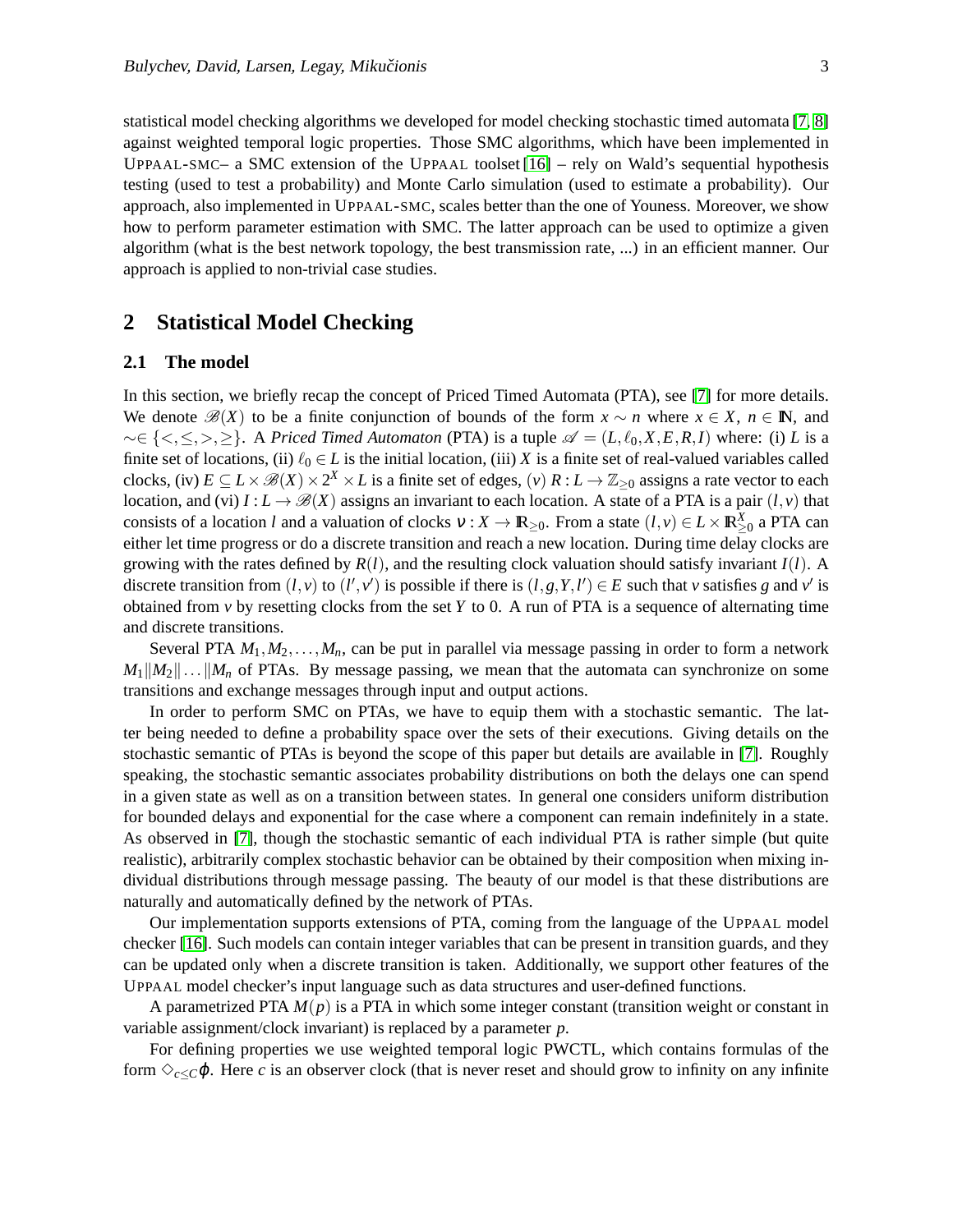statistical model checking algorithms we developed for model checking stochastic timed automata [7, 8] against weighted temporal logic properties. Those SMC algorithms, which have been implemented in UPPAAL-SMC– a SMC extension of the UPPAAL toolset [16] – rely on Wald's sequential hypothesis testing (used to test a probability) and Monte Carlo simulation (used to estimate a probability). Our approach, also implemented in UPPAAL-SMC, scales better than the one of Youness. Moreover, we show how to perform parameter estimation with SMC. The latter approach can be used to optimize a given algorithm (what is the best network topology, the best transmission rate, ...) in an efficient manner. Our approach is applied to non-trivial case studies.

## 2 Statistical Model Checking

### 2.1 The model

In this section, we briefly recap the concept of Priced Timed Automata (PTA), see [7] for more details. We denote $\mathscr{B}(X)$ to be a finite conjunction of bounds of the form $x \sim n$ where $x \in X$, $n \in \mathbb{N}$, and $\sim \in \{<, \leq, >, \geq\}$. A *Priced Timed Automaton* (PTA) is a tuple $\mathscr{A} = (L, \ell_0, X, E, R, I)$ where: (i) $L$ is a finite set of locations, (ii) $\ell_0 \in L$ is the initial location, (iii) $X$ is a finite set of real-valued variables called clocks, (iv) $E \subseteq L \times \mathscr{B}(X) \times 2^X \times L$ is a finite set of edges, (*v*) $R : L \rightarrow \mathbb{Z}_{\geq 0}$ assigns a rate vector to each location, and (vi) $I : L \rightarrow \mathscr{B}(X)$ assigns an invariant to each location. A state of a PTA is a pair $(l, v)$ that consists of a location $l$ and a valuation of clocks $\nu : X \rightarrow \mathbb{R}_{\geq 0}$. From a state $(l, v) \in L \times \mathbb{R}^X_{\geq 0}$ a PTA can either let time progress or do a discrete transition and reach a new location. During time delay clocks are growing with the rates defined by $R(l)$, and the resulting clock valuation should satisfy invariant $I(l)$. A discrete transition from $(l, v)$ to $(l', v')$ is possible if there is $(l, g, Y, l') \in E$ such that $v$ satisfies $g$ and $v'$ is obtained from $v$ by resetting clocks from the set $Y$ to 0. A run of PTA is a sequence of alternating time and discrete transitions.

Several PTA $M_1, M_2, \ldots, M_n$, can be put in parallel via message passing in order to form a network $M_1 \| M_2 \| \ldots \| M_n$ of PTAs. By message passing, we mean that the automata can synchronize on some transitions and exchange messages through input and output actions.

In order to perform SMC on PTAs, we have to equip them with a stochastic semantic. The latter being needed to define a probability space over the sets of their executions. Giving details on the stochastic semantic of PTAs is beyond the scope of this paper but details are available in [7]. Roughly speaking, the stochastic semantic associates probability distributions on both the delays one can spend in a given state as well as on a transition between states. In general one considers uniform distribution for bounded delays and exponential for the case where a component can remain indefinitely in a state. As observed in [7], though the stochastic semantic of each individual PTA is rather simple (but quite realistic), arbitrarily complex stochastic behavior can be obtained by their composition when mixing individual distributions through message passing. The beauty of our model is that these distributions are naturally and automatically defined by the network of PTAs.

Our implementation supports extensions of PTA, coming from the language of the UPPAAL model checker [16]. Such models can contain integer variables that can be present in transition guards, and they can be updated only when a discrete transition is taken. Additionally, we support other features of the UPPAAL model checker's input language such as data structures and user-defined functions.

A parametrized PTA $M(p)$ is a PTA in which some integer constant (transition weight or constant in variable assignment/clock invariant) is replaced by a parameter $p$.

For defining properties we use weighted temporal logic PWCTL, which contains formulas of the form $\Diamond_{c \leq C} \varphi$. Here $c$ is an observer clock (that is never reset and should grow to infinity on any infinite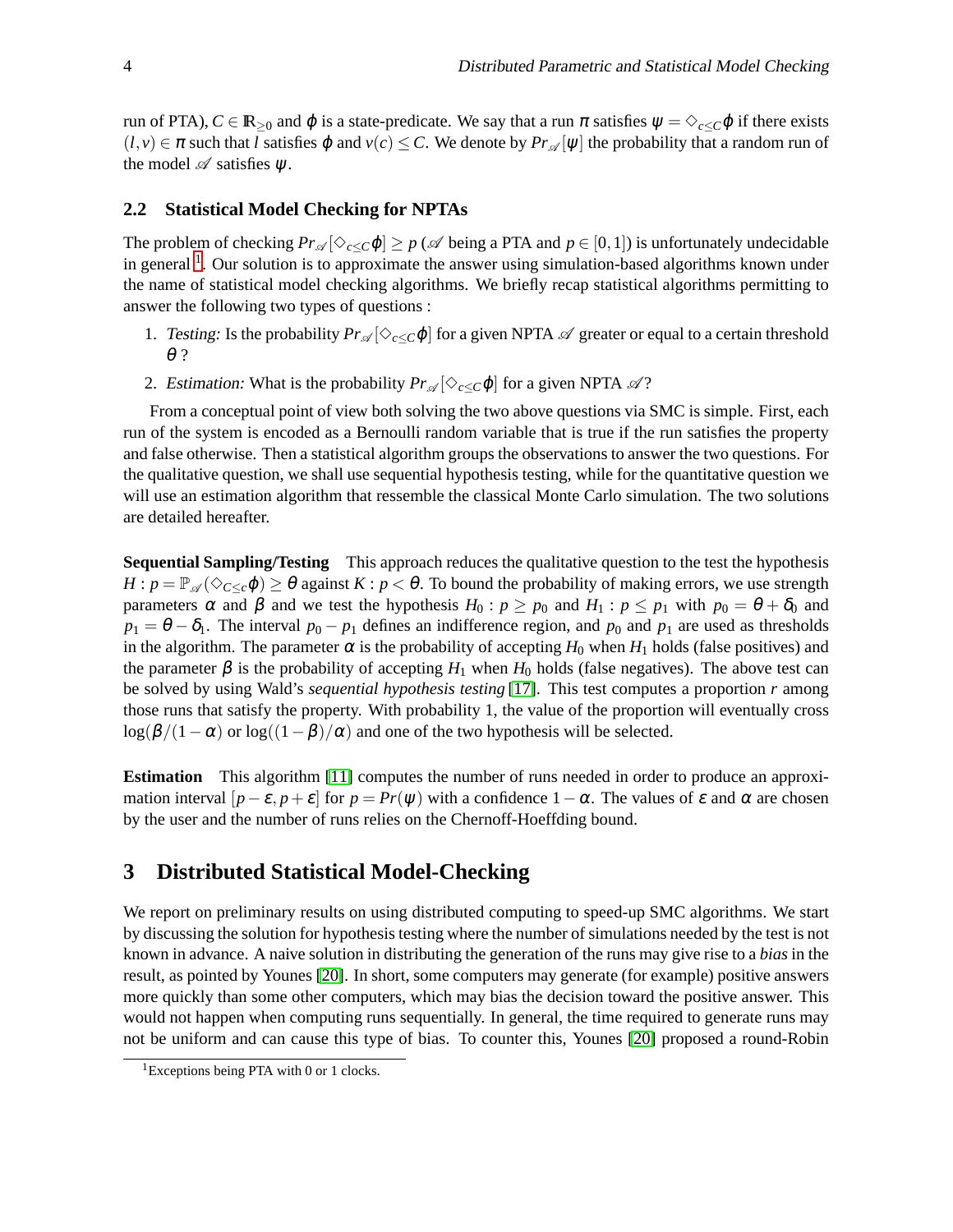run of PTA), $C \in \mathbb{R}_{\geq 0}$ and $\varphi$ is a state-predicate. We say that a run $\pi$ satisfies $\psi = \Diamond_{c \leq C}\varphi$ if there exists $(l,v) \in \pi$ such that $l$ satisfies $\varphi$ and $v(c) \leq C$. We denote by $Pr_{\mathscr{A}}[\psi]$ the probability that a random run of the model $\mathscr{A}$ satisfies $\psi$.

### 2.2 Statistical Model Checking for NPTAs

The problem of checking $Pr_{\mathscr{A}}[\Diamond_{c \leq C}\varphi] \geq p$ ($\mathscr{A}$ being a PTA and $p \in [0,1]$) is unfortunately undecidable in general [1]. Our solution is to approximate the answer using simulation-based algorithms known under the name of statistical model checking algorithms. We briefly recap statistical algorithms permitting to answer the following two types of questions :

1. *Testing:* Is the probability $Pr_{\mathscr{A}}[\Diamond_{c \leq C}\varphi]$ for a given NPTA $\mathscr{A}$ greater or equal to a certain threshold $\theta$ ?
2. *Estimation:* What is the probability $Pr_{\mathscr{A}}[\Diamond_{c \leq C}\varphi]$ for a given NPTA $\mathscr{A}$?

From a conceptual point of view both solving the two above questions via SMC is simple. First, each run of the system is encoded as a Bernoulli random variable that is true if the run satisfies the property and false otherwise. Then a statistical algorithm groups the observations to answer the two questions. For the qualitative question, we shall use sequential hypothesis testing, while for the quantitative question we will use an estimation algorithm that ressemble the classical Monte Carlo simulation. The two solutions are detailed hereafter.

**Sequential Sampling/Testing** This approach reduces the qualitative question to the test the hypothesis $H : p = \mathbb{P}_{\mathscr{A}}(\Diamond_{C \leq c}\varphi) \geq \theta$ against $K : p < \theta$. To bound the probability of making errors, we use strength parameters $\alpha$ and $\beta$ and we test the hypothesis $H_0 : p \geq p_0$ and $H_1 : p \leq p_1$ with $p_0 = \theta + \delta_0$ and $p_1 = \theta - \delta_1$. The interval $p_0 - p_1$ defines an indifference region, and $p_0$ and $p_1$ are used as thresholds in the algorithm. The parameter $\alpha$ is the probability of accepting $H_0$ when $H_1$ holds (false positives) and the parameter $\beta$ is the probability of accepting $H_1$ when $H_0$ holds (false negatives). The above test can be solved by using Wald's *sequential hypothesis testing* [17]. This test computes a proportion $r$ among those runs that satisfy the property. With probability 1, the value of the proportion will eventually cross $\log(\beta/(1-\alpha)$ or $\log((1-\beta)/\alpha)$ and one of the two hypothesis will be selected.

**Estimation** This algorithm [11] computes the number of runs needed in order to produce an approximation interval $[p-\varepsilon, p+\varepsilon]$ for $p = Pr(\psi)$ with a confidence $1-\alpha$. The values of $\varepsilon$ and $\alpha$ are chosen by the user and the number of runs relies on the Chernoff-Hoeffding bound.

## 3 Distributed Statistical Model-Checking

We report on preliminary results on using distributed computing to speed-up SMC algorithms. We start by discussing the solution for hypothesis testing where the number of simulations needed by the test is not known in advance. A naive solution in distributing the generation of the runs may give rise to a *bias* in the result, as pointed by Younes [20]. In short, some computers may generate (for example) positive answers more quickly than some other computers, which may bias the decision toward the positive answer. This would not happen when computing runs sequentially. In general, the time required to generate runs may not be uniform and can cause this type of bias. To counter this, Younes [20] proposed a round-Robin

[1] Exceptions being PTA with 0 or 1 clocks.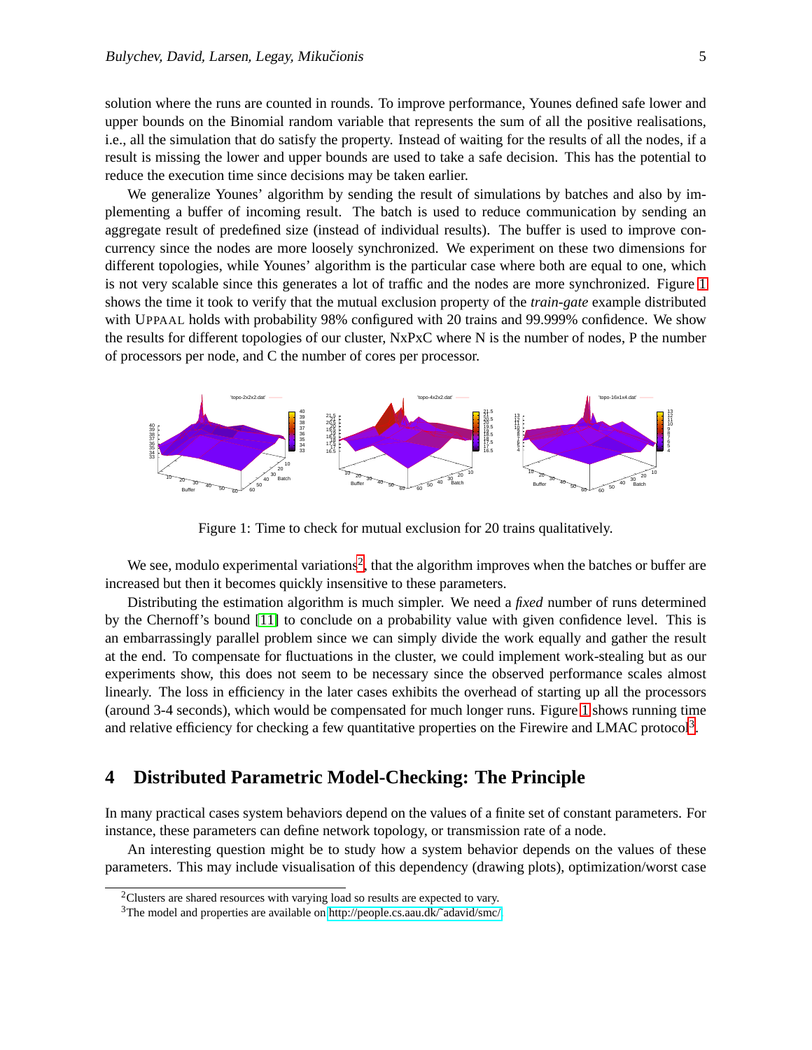solution where the runs are counted in rounds. To improve performance, Younes defined safe lower and upper bounds on the Binomial random variable that represents the sum of all the positive realisations, i.e., all the simulation that do satisfy the property. Instead of waiting for the results of all the nodes, if a result is missing the lower and upper bounds are used to take a safe decision. This has the potential to reduce the execution time since decisions may be taken earlier.

We generalize Younes' algorithm by sending the result of simulations by batches and also by implementing a buffer of incoming result. The batch is used to reduce communication by sending an aggregate result of predefined size (instead of individual results). The buffer is used to improve concurrency since the nodes are more loosely synchronized. We experiment on these two dimensions for different topologies, while Younes' algorithm is the particular case where both are equal to one, which is not very scalable since this generates a lot of traffic and the nodes are more synchronized. Figure 1 shows the time it took to verify that the mutual exclusion property of the *train-gate* example distributed with UPPAAL holds with probability 98% configured with 20 trains and 99.999% confidence. We show the results for different topologies of our cluster, NxPxC where N is the number of nodes, P the number of processors per node, and C the number of cores per processor.

Figure 1: Time to check for mutual exclusion for 20 trains qualitatively.

We see, modulo experimental variations[2], that the algorithm improves when the batches or buffer are increased but then it becomes quickly insensitive to these parameters.

Distributing the estimation algorithm is much simpler. We need a *fixed* number of runs determined by the Chernoff's bound [11] to conclude on a probability value with given confidence level. This is an embarrassingly parallel problem since we can simply divide the work equally and gather the result at the end. To compensate for fluctuations in the cluster, we could implement work-stealing but as our experiments show, this does not seem to be necessary since the observed performance scales almost linearly. The loss in efficiency in the later cases exhibits the overhead of starting up all the processors (around 3-4 seconds), which would be compensated for much longer runs. Figure 1 shows running time and relative efficiency for checking a few quantitative properties on the Firewire and LMAC protocol[3].

## 4 Distributed Parametric Model-Checking: The Principle

In many practical cases system behaviors depend on the values of a finite set of constant parameters. For instance, these parameters can define network topology, or transmission rate of a node.

An interesting question might be to study how a system behavior depends on the values of these parameters. This may include visualisation of this dependency (drawing plots), optimization/worst case

[2] Clusters are shared resources with varying load so results are expected to vary.

[3] The model and properties are available on http://people.cs.aau.dk/~adavid/smc/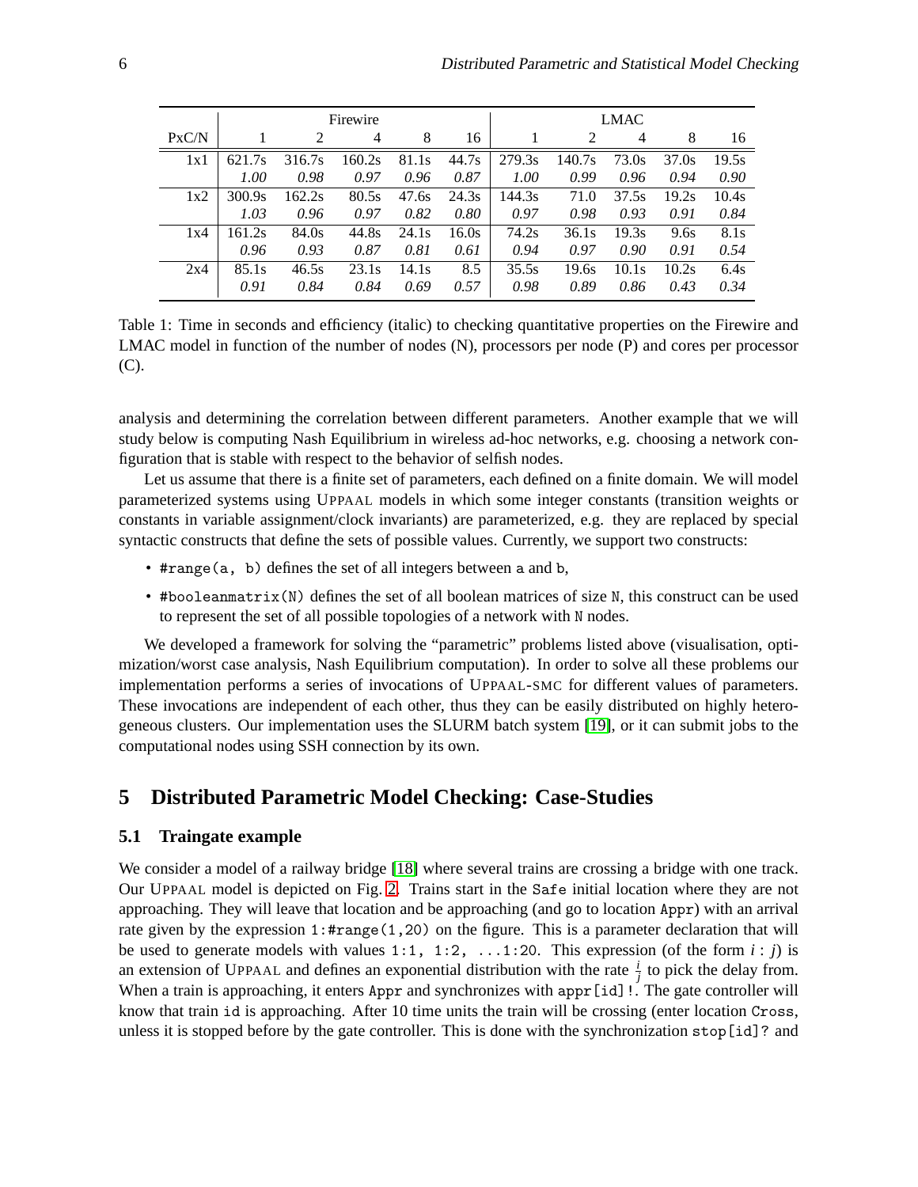| PxC/N | Firewire | | | | | LMAC | | | | |
|---|---|---|---|---|---|---|---|---|---|---|
| | 1 | 2 | 4 | 8 | 16 | 1 | 2 | 4 | 8 | 16 |
| 1x1 | 621.7s | 316.7s | 160.2s | 81.1s | 44.7s | 279.3s | 140.7s | 73.0s | 37.0s | 19.5s |
| | *1.00* | *0.98* | *0.97* | *0.96* | *0.87* | *1.00* | *0.99* | *0.96* | *0.94* | *0.90* |
| 1x2 | 300.9s | 162.2s | 80.5s | 47.6s | 24.3s | 144.3s | 71.0 | 37.5s | 19.2s | 10.4s |
| | *1.03* | *0.96* | *0.97* | *0.82* | *0.80* | *0.97* | *0.98* | *0.93* | *0.91* | *0.84* |
| 1x4 | 161.2s | 84.0s | 44.8s | 24.1s | 16.0s | 74.2s | 36.1s | 19.3s | 9.6s | 8.1s |
| | *0.96* | *0.93* | *0.87* | *0.81* | *0.61* | *0.94* | *0.97* | *0.90* | *0.91* | *0.54* |
| 2x4 | 85.1s | 46.5s | 23.1s | 14.1s | 8.5 | 35.5s | 19.6s | 10.1s | 10.2s | 6.4s |
| | *0.91* | *0.84* | *0.84* | *0.69* | *0.57* | *0.98* | *0.89* | *0.86* | *0.43* | *0.34* |

Table 1: Time in seconds and efficiency (italic) to checking quantitative properties on the Firewire and LMAC model in function of the number of nodes (N), processors per node (P) and cores per processor (C).

analysis and determining the correlation between different parameters. Another example that we will study below is computing Nash Equilibrium in wireless ad-hoc networks, e.g. choosing a network configuration that is stable with respect to the behavior of selfish nodes.

Let us assume that there is a finite set of parameters, each defined on a finite domain. We will model parameterized systems using UPPAAL models in which some integer constants (transition weights or constants in variable assignment/clock invariants) are parameterized, e.g. they are replaced by special syntactic constructs that define the sets of possible values. Currently, we support two constructs:

- `#range(a, b)` defines the set of all integers between `a` and `b`,
- `#booleanmatrix(N)` defines the set of all boolean matrices of size `N`, this construct can be used to represent the set of all possible topologies of a network with `N` nodes.

We developed a framework for solving the "parametric" problems listed above (visualisation, optimization/worst case analysis, Nash Equilibrium computation). In order to solve all these problems our implementation performs a series of invocations of UPPAAL-SMC for different values of parameters. These invocations are independent of each other, thus they can be easily distributed on highly heterogeneous clusters. Our implementation uses the SLURM batch system [19], or it can submit jobs to the computational nodes using SSH connection by its own.

## 5 Distributed Parametric Model Checking: Case-Studies

### 5.1 Traingate example

We consider a model of a railway bridge [18] where several trains are crossing a bridge with one track. Our UPPAAL model is depicted on Fig. 2. Trains start in the `Safe` initial location where they are not approaching. They will leave that location and be approaching (and go to location `Appr`) with an arrival rate given by the expression `1:#range(1,20)` on the figure. This is a parameter declaration that will be used to generate models with values `1:1, 1:2, ...1:20`. This expression (of the form $i : j$) is an extension of UPPAAL and defines an exponential distribution with the rate $\frac{i}{j}$ to pick the delay from. When a train is approaching, it enters `Appr` and synchronizes with `appr[id]!`. The gate controller will know that train `id` is approaching. After 10 time units the train will be crossing (enter location `Cross`, unless it is stopped before by the gate controller. This is done with the synchronization `stop[id]?` and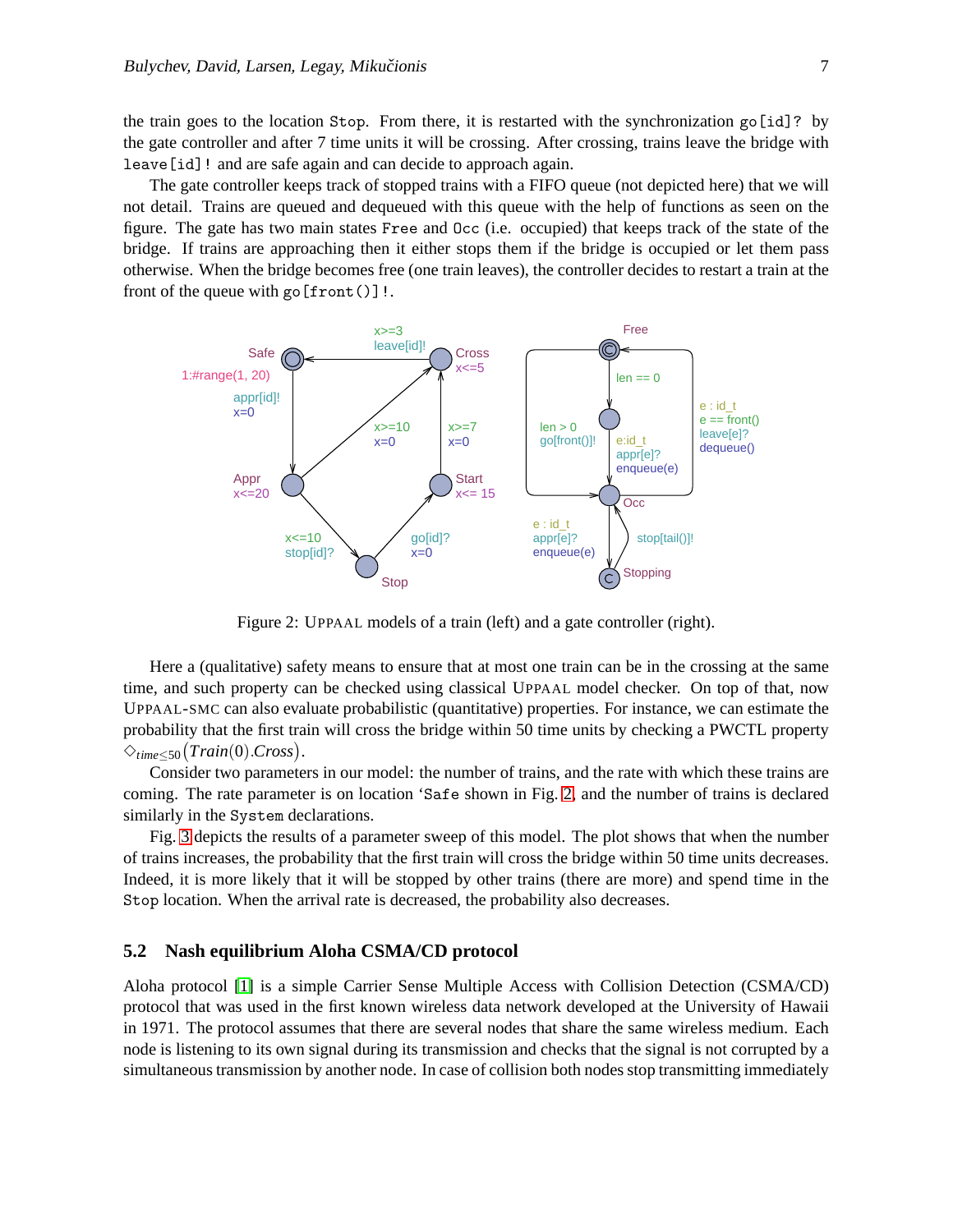the train goes to the location `Stop`. From there, it is restarted with the synchronization `go[id]?` by the gate controller and after 7 time units it will be crossing. After crossing, trains leave the bridge with `leave[id]!` and are safe again and can decide to approach again.

The gate controller keeps track of stopped trains with a FIFO queue (not depicted here) that we will not detail. Trains are queued and dequeued with this queue with the help of functions as seen on the figure. The gate has two main states `Free` and `Occ` (i.e. occupied) that keeps track of the state of the bridge. If trains are approaching then it either stops them if the bridge is occupied or let them pass otherwise. When the bridge becomes free (one train leaves), the controller decides to restart a train at the front of the queue with `go[front()]!`.

Figure 2: UPPAAL models of a train (left) and a gate controller (right).

Here a (qualitative) safety means to ensure that at most one train can be in the crossing at the same time, and such property can be checked using classical UPPAAL model checker. On top of that, now UPPAAL-SMC can also evaluate probabilistic (quantitative) properties. For instance, we can estimate the probability that the first train will cross the bridge within 50 time units by checking a PWCTL property $\Diamond_{time \leq 50}(Train(0).Cross)$.

Consider two parameters in our model: the number of trains, and the rate with which these trains are coming. The rate parameter is on location '`Safe` shown in Fig. 2, and the number of trains is declared similarly in the `System` declarations.

Fig. 3 depicts the results of a parameter sweep of this model. The plot shows that when the number of trains increases, the probability that the first train will cross the bridge within 50 time units decreases. Indeed, it is more likely that it will be stopped by other trains (there are more) and spend time in the `Stop` location. When the arrival rate is decreased, the probability also decreases.

### 5.2 Nash equilibrium Aloha CSMA/CD protocol

Aloha protocol [1] is a simple Carrier Sense Multiple Access with Collision Detection (CSMA/CD) protocol that was used in the first known wireless data network developed at the University of Hawaii in 1971. The protocol assumes that there are several nodes that share the same wireless medium. Each node is listening to its own signal during its transmission and checks that the signal is not corrupted by a simultaneous transmission by another node. In case of collision both nodes stop transmitting immediately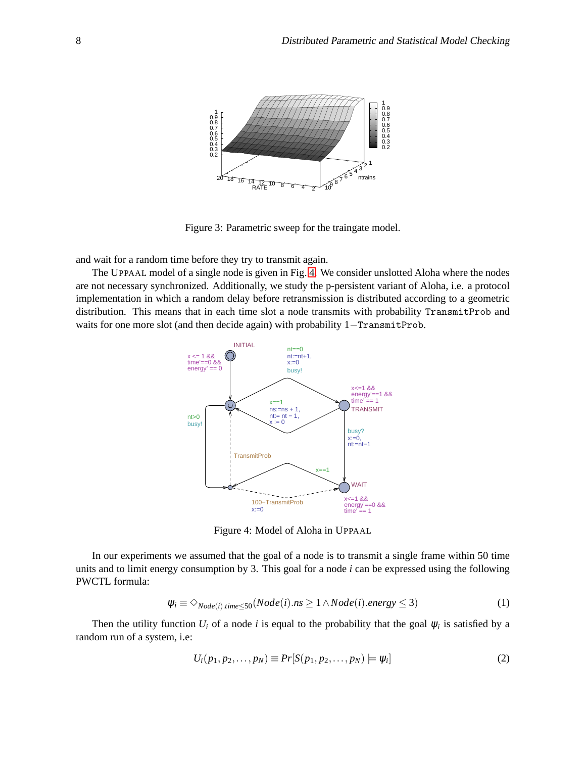Figure 3: Parametric sweep for the traingate model.

and wait for a random time before they try to transmit again.

The UPPAAL model of a single node is given in Fig. 4. We consider unslotted Aloha where the nodes are not necessary synchronized. Additionally, we study the p-persistent variant of Aloha, i.e. a protocol implementation in which a random delay before retransmission is distributed according to a geometric distribution. This means that in each time slot a node transmits with probability `TransmitProb` and waits for one more slot (and then decide again) with probability $1-$`TransmitProb`.

Figure 4: Model of Aloha in UPPAAL

In our experiments we assumed that the goal of a node is to transmit a single frame within 50 time units and to limit energy consumption by 3. This goal for a node $i$ can be expressed using the following PWCTL formula:

$$\psi_i \equiv \Diamond_{Node(i).time \leq 50}(Node(i).ns \geq 1 \wedge Node(i).energy \leq 3) \tag{1}$$

Then the utility function $U_i$ of a node $i$ is equal to the probability that the goal $\psi_i$ is satisfied by a random run of a system, i.e:

$$U_i(p_1, p_2, \ldots, p_N) \equiv Pr[S(p_1, p_2, \ldots, p_N) \models \psi_i] \tag{2}$$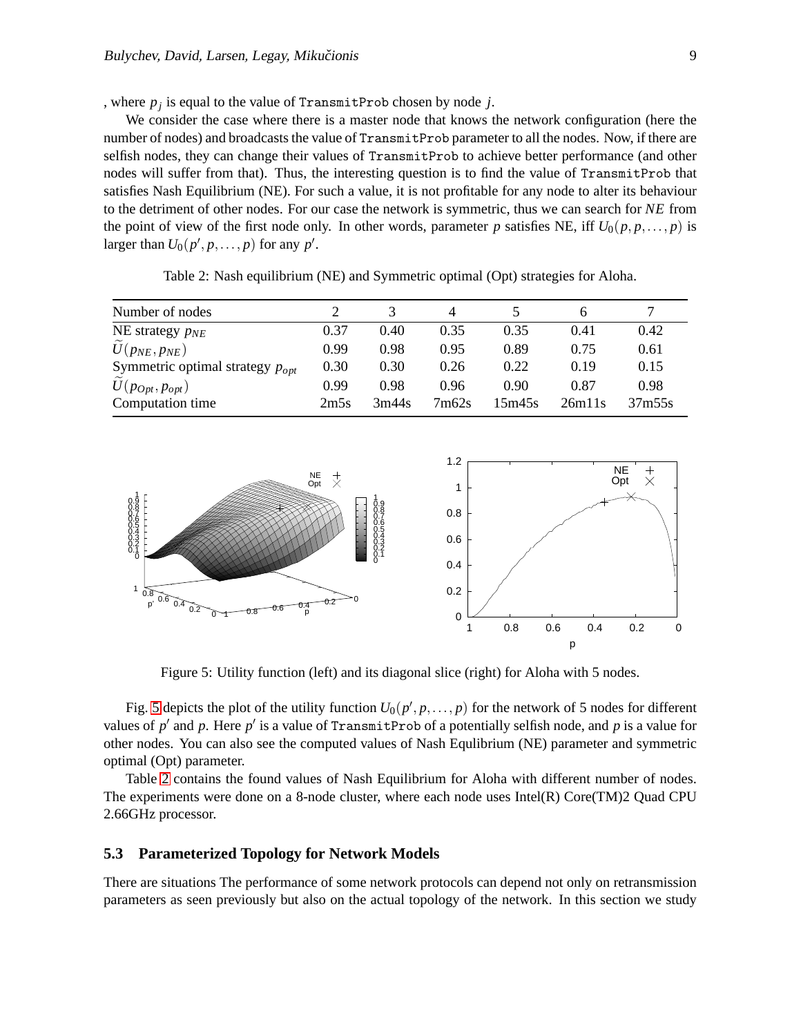, where $p_j$ is equal to the value of TransmitProb chosen by node $j$.

We consider the case where there is a master node that knows the network configuration (here the number of nodes) and broadcasts the value of TransmitProb parameter to all the nodes. Now, if there are selfish nodes, they can change their values of TransmitProb to achieve better performance (and other nodes will suffer from that). Thus, the interesting question is to find the value of TransmitProb that satisfies Nash Equilibrium (NE). For such a value, it is not profitable for any node to alter its behaviour to the detriment of other nodes. For our case the network is symmetric, thus we can search for *NE* from the point of view of the first node only. In other words, parameter $p$ satisfies NE, iff $U_0(p, p, \ldots, p)$ is larger than $U_0(p', p, \ldots, p)$ for any $p'$.

Table 2: Nash equilibrium (NE) and Symmetric optimal (Opt) strategies for Aloha.

| Number of nodes | 2 | 3 | 4 | 5 | 6 | 7 |
|---|---|---|---|---|---|---|
| NE strategy $p_{NE}$ | 0.37 | 0.40 | 0.35 | 0.35 | 0.41 | 0.42 |
| $\widetilde{U}(p_{NE}, p_{NE})$ | 0.99 | 0.98 | 0.95 | 0.89 | 0.75 | 0.61 |
| Symmetric optimal strategy $p_{opt}$ | 0.30 | 0.30 | 0.26 | 0.22 | 0.19 | 0.15 |
| $\widetilde{U}(p_{Opt}, p_{opt})$ | 0.99 | 0.98 | 0.96 | 0.90 | 0.87 | 0.98 |
| Computation time | 2m5s | 3m44s | 7m62s | 15m45s | 26m11s | 37m55s |

Figure 5: Utility function (left) and its diagonal slice (right) for Aloha with 5 nodes.

Fig. 5 depicts the plot of the utility function $U_0(p', p, \ldots, p)$ for the network of 5 nodes for different values of $p'$ and $p$. Here $p'$ is a value of TransmitProb of a potentially selfish node, and $p$ is a value for other nodes. You can also see the computed values of Nash Equlibrium (NE) parameter and symmetric optimal (Opt) parameter.

Table 2 contains the found values of Nash Equilibrium for Aloha with different number of nodes. The experiments were done on a 8-node cluster, where each node uses Intel(R) Core(TM)2 Quad CPU 2.66GHz processor.

### 5.3 Parameterized Topology for Network Models

There are situations The performance of some network protocols can depend not only on retransmission parameters as seen previously but also on the actual topology of the network. In this section we study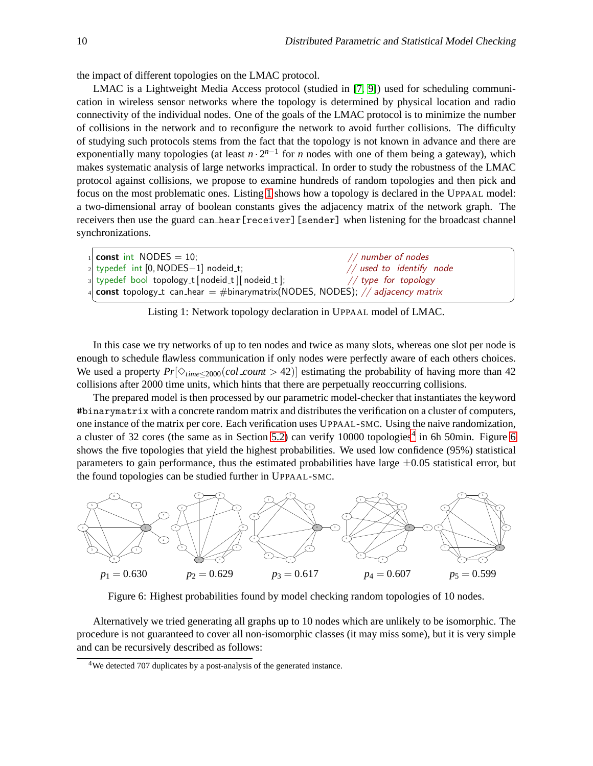the impact of different topologies on the LMAC protocol.

LMAC is a Lightweight Media Access protocol (studied in [7, 9]) used for scheduling communication in wireless sensor networks where the topology is determined by physical location and radio connectivity of the individual nodes. One of the goals of the LMAC protocol is to minimize the number of collisions in the network and to reconfigure the network to avoid further collisions. The difficulty of studying such protocols stems from the fact that the topology is not known in advance and there are exponentially many topologies (at least $n \cdot 2^{n-1}$ for $n$ nodes with one of them being a gateway), which makes systematic analysis of large networks impractical. In order to study the robustness of the LMAC protocol against collisions, we propose to examine hundreds of random topologies and then pick and focus on the most problematic ones. Listing 1 shows how a topology is declared in the UPPAAL model: a two-dimensional array of boolean constants gives the adjacency matrix of the network graph. The receivers then use the guard `can_hear[receiver][sender]` when listening for the broadcast channel synchronizations.

```
1 const int NODES = 10;                                   // number of nodes
2 typedef int [0, NODES−1] nodeid_t;                      // used to identify node
3 typedef bool topology_t [nodeid_t][nodeid_t];           // type for topology
4 const topology_t can_hear = #binarymatrix(NODES, NODES); // adjacency matrix
```

Listing 1: Network topology declaration in UPPAAL model of LMAC.

In this case we try networks of up to ten nodes and twice as many slots, whereas one slot per node is enough to schedule flawless communication if only nodes were perfectly aware of each others choices. We used a property $Pr[\Diamond_{time\leq 2000}(col\_count > 42)]$ estimating the probability of having more than 42 collisions after 2000 time units, which hints that there are perpetually reoccurring collisions.

The prepared model is then processed by our parametric model-checker that instantiates the keyword `#binarymatrix` with a concrete random matrix and distributes the verification on a cluster of computers, one instance of the matrix per core. Each verification uses UPPAAL-SMC. Using the naive randomization, a cluster of 32 cores (the same as in Section 5.2) can verify 10000 topologies[4] in 6h 50min. Figure 6 shows the five topologies that yield the highest probabilities. We used low confidence (95%) statistical parameters to gain performance, thus the estimated probabilities have large $\pm 0.05$ statistical error, but the found topologies can be studied further in UPPAAL-SMC.

$p_1 = 0.630$ $p_2 = 0.629$ $p_3 = 0.617$ $p_4 = 0.607$ $p_5 = 0.599$

Figure 6: Highest probabilities found by model checking random topologies of 10 nodes.

Alternatively we tried generating all graphs up to 10 nodes which are unlikely to be isomorphic. The procedure is not guaranteed to cover all non-isomorphic classes (it may miss some), but it is very simple and can be recursively described as follows:

[4] We detected 707 duplicates by a post-analysis of the generated instance.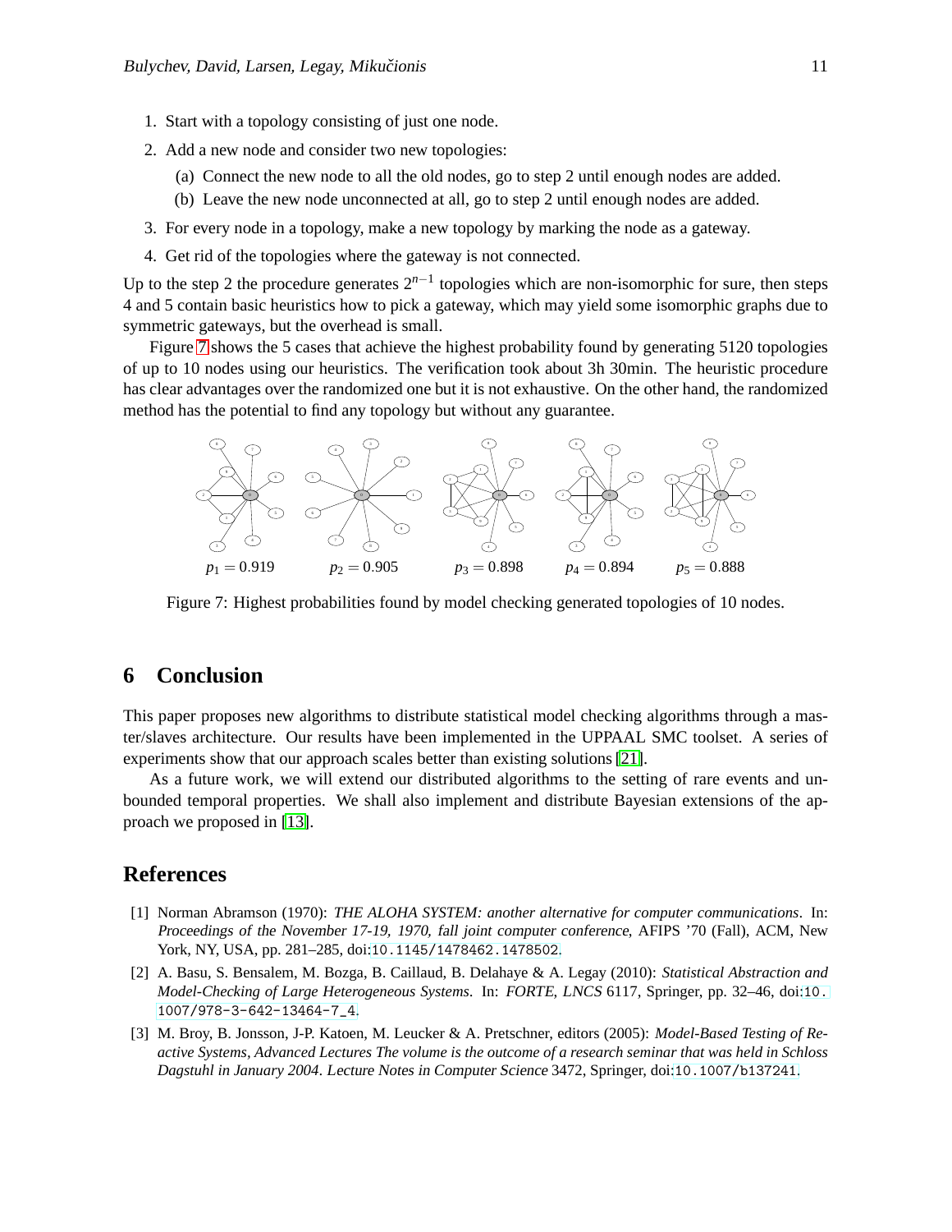1. Start with a topology consisting of just one node.
2. Add a new node and consider two new topologies:
   (a) Connect the new node to all the old nodes, go to step 2 until enough nodes are added.
   (b) Leave the new node unconnected at all, go to step 2 until enough nodes are added.
3. For every node in a topology, make a new topology by marking the node as a gateway.
4. Get rid of the topologies where the gateway is not connected.

Up to the step 2 the procedure generates $2^{n-1}$ topologies which are non-isomorphic for sure, then steps 4 and 5 contain basic heuristics how to pick a gateway, which may yield some isomorphic graphs due to symmetric gateways, but the overhead is small.

Figure 7 shows the 5 cases that achieve the highest probability found by generating 5120 topologies of up to 10 nodes using our heuristics. The verification took about 3h 30min. The heuristic procedure has clear advantages over the randomized one but it is not exhaustive. On the other hand, the randomized method has the potential to find any topology but without any guarantee.

$p_1 = 0.919$ $p_2 = 0.905$ $p_3 = 0.898$ $p_4 = 0.894$ $p_5 = 0.888$

Figure 7: Highest probabilities found by model checking generated topologies of 10 nodes.

## 6 Conclusion

This paper proposes new algorithms to distribute statistical model checking algorithms through a master/slaves architecture. Our results have been implemented in the UPPAAL SMC toolset. A series of experiments show that our approach scales better than existing solutions [21].

As a future work, we will extend our distributed algorithms to the setting of rare events and unbounded temporal properties. We shall also implement and distribute Bayesian extensions of the approach we proposed in [13].

## References

[1] Norman Abramson (1970): *THE ALOHA SYSTEM: another alternative for computer communications*. In: *Proceedings of the November 17-19, 1970, fall joint computer conference*, AFIPS '70 (Fall), ACM, New York, NY, USA, pp. 281–285, doi:10.1145/1478462.1478502.

[2] A. Basu, S. Bensalem, M. Bozga, B. Caillaud, B. Delahaye & A. Legay (2010): *Statistical Abstraction and Model-Checking of Large Heterogeneous Systems*. In: *FORTE*, *LNCS* 6117, Springer, pp. 32–46, doi:10.1007/978-3-642-13464-7_4.

[3] M. Broy, B. Jonsson, J-P. Katoen, M. Leucker & A. Pretschner, editors (2005): *Model-Based Testing of Reactive Systems, Advanced Lectures The volume is the outcome of a research seminar that was held in Schloss Dagstuhl in January 2004*. *Lecture Notes in Computer Science* 3472, Springer, doi:10.1007/b137241.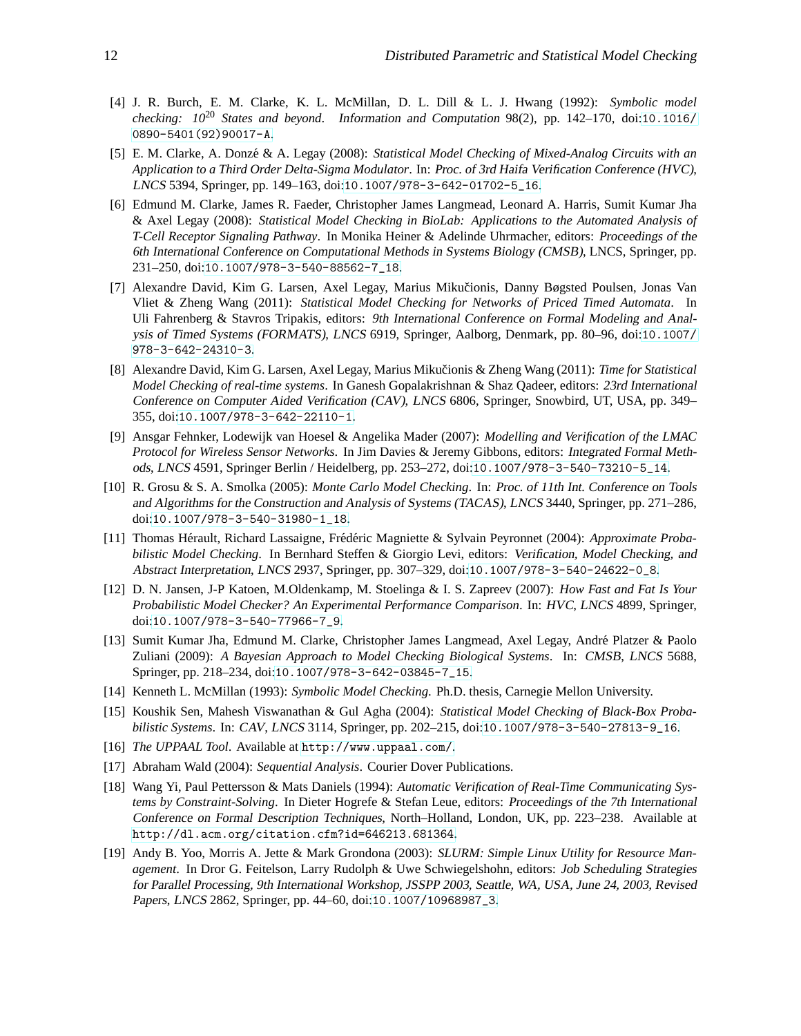[4] J. R. Burch, E. M. Clarke, K. L. McMillan, D. L. Dill & L. J. Hwang (1992): *Symbolic model checking: $10^{20}$ States and beyond*. *Information and Computation* 98(2), pp. 142–170, doi:10.1016/0890-5401(92)90017-A.

[5] E. M. Clarke, A. Donzé & A. Legay (2008): *Statistical Model Checking of Mixed-Analog Circuits with an Application to a Third Order Delta-Sigma Modulator*. In: *Proc. of 3rd Haifa Verification Conference (HVC)*, *LNCS* 5394, Springer, pp. 149–163, doi:10.1007/978-3-642-01702-5_16.

[6] Edmund M. Clarke, James R. Faeder, Christopher James Langmead, Leonard A. Harris, Sumit Kumar Jha & Axel Legay (2008): *Statistical Model Checking in BioLab: Applications to the Automated Analysis of T-Cell Receptor Signaling Pathway*. In Monika Heiner & Adelinde Uhrmacher, editors: *Proceedings of the 6th International Conference on Computational Methods in Systems Biology (CMSB)*, LNCS, Springer, pp. 231–250, doi:10.1007/978-3-540-88562-7_18.

[7] Alexandre David, Kim G. Larsen, Axel Legay, Marius Mikučionis, Danny Bøgsted Poulsen, Jonas Van Vliet & Zheng Wang (2011): *Statistical Model Checking for Networks of Priced Timed Automata*. In Uli Fahrenberg & Stavros Tripakis, editors: *9th International Conference on Formal Modeling and Analysis of Timed Systems (FORMATS)*, *LNCS* 6919, Springer, Aalborg, Denmark, pp. 80–96, doi:10.1007/978-3-642-24310-3.

[8] Alexandre David, Kim G. Larsen, Axel Legay, Marius Mikučionis & Zheng Wang (2011): *Time for Statistical Model Checking of real-time systems*. In Ganesh Gopalakrishnan & Shaz Qadeer, editors: *23rd International Conference on Computer Aided Verification (CAV)*, *LNCS* 6806, Springer, Snowbird, UT, USA, pp. 349–355, doi:10.1007/978-3-642-22110-1.

[9] Ansgar Fehnker, Lodewijk van Hoesel & Angelika Mader (2007): *Modelling and Verification of the LMAC Protocol for Wireless Sensor Networks*. In Jim Davies & Jeremy Gibbons, editors: *Integrated Formal Methods*, *LNCS* 4591, Springer Berlin / Heidelberg, pp. 253–272, doi:10.1007/978-3-540-73210-5_14.

[10] R. Grosu & S. A. Smolka (2005): *Monte Carlo Model Checking*. In: *Proc. of 11th Int. Conference on Tools and Algorithms for the Construction and Analysis of Systems (TACAS)*, *LNCS* 3440, Springer, pp. 271–286, doi:10.1007/978-3-540-31980-1_18.

[11] Thomas Hérault, Richard Lassaigne, Frédéric Magniette & Sylvain Peyronnet (2004): *Approximate Probabilistic Model Checking*. In Bernhard Steffen & Giorgio Levi, editors: *Verification, Model Checking, and Abstract Interpretation*, *LNCS* 2937, Springer, pp. 307–329, doi:10.1007/978-3-540-24622-0_8.

[12] D. N. Jansen, J-P Katoen, M.Oldenkamp, M. Stoelinga & I. S. Zapreev (2007): *How Fast and Fat Is Your Probabilistic Model Checker? An Experimental Performance Comparison*. In: *HVC*, *LNCS* 4899, Springer, doi:10.1007/978-3-540-77966-7_9.

[13] Sumit Kumar Jha, Edmund M. Clarke, Christopher James Langmead, Axel Legay, André Platzer & Paolo Zuliani (2009): *A Bayesian Approach to Model Checking Biological Systems*. In: *CMSB*, *LNCS* 5688, Springer, pp. 218–234, doi:10.1007/978-3-642-03845-7_15.

[14] Kenneth L. McMillan (1993): *Symbolic Model Checking*. Ph.D. thesis, Carnegie Mellon University.

[15] Koushik Sen, Mahesh Viswanathan & Gul Agha (2004): *Statistical Model Checking of Black-Box Probabilistic Systems*. In: *CAV*, *LNCS* 3114, Springer, pp. 202–215, doi:10.1007/978-3-540-27813-9_16.

[16] *The UPPAAL Tool*. Available at http://www.uppaal.com/.

[17] Abraham Wald (2004): *Sequential Analysis*. Courier Dover Publications.

[18] Wang Yi, Paul Pettersson & Mats Daniels (1994): *Automatic Verification of Real-Time Communicating Systems by Constraint-Solving*. In Dieter Hogrefe & Stefan Leue, editors: *Proceedings of the 7th International Conference on Formal Description Techniques*, North–Holland, London, UK, pp. 223–238. Available at http://dl.acm.org/citation.cfm?id=646213.681364.

[19] Andy B. Yoo, Morris A. Jette & Mark Grondona (2003): *SLURM: Simple Linux Utility for Resource Management*. In Dror G. Feitelson, Larry Rudolph & Uwe Schwiegelshohn, editors: *Job Scheduling Strategies for Parallel Processing, 9th International Workshop, JSSPP 2003, Seattle, WA, USA, June 24, 2003, Revised Papers*, *LNCS* 2862, Springer, pp. 44–60, doi:10.1007/10968987_3.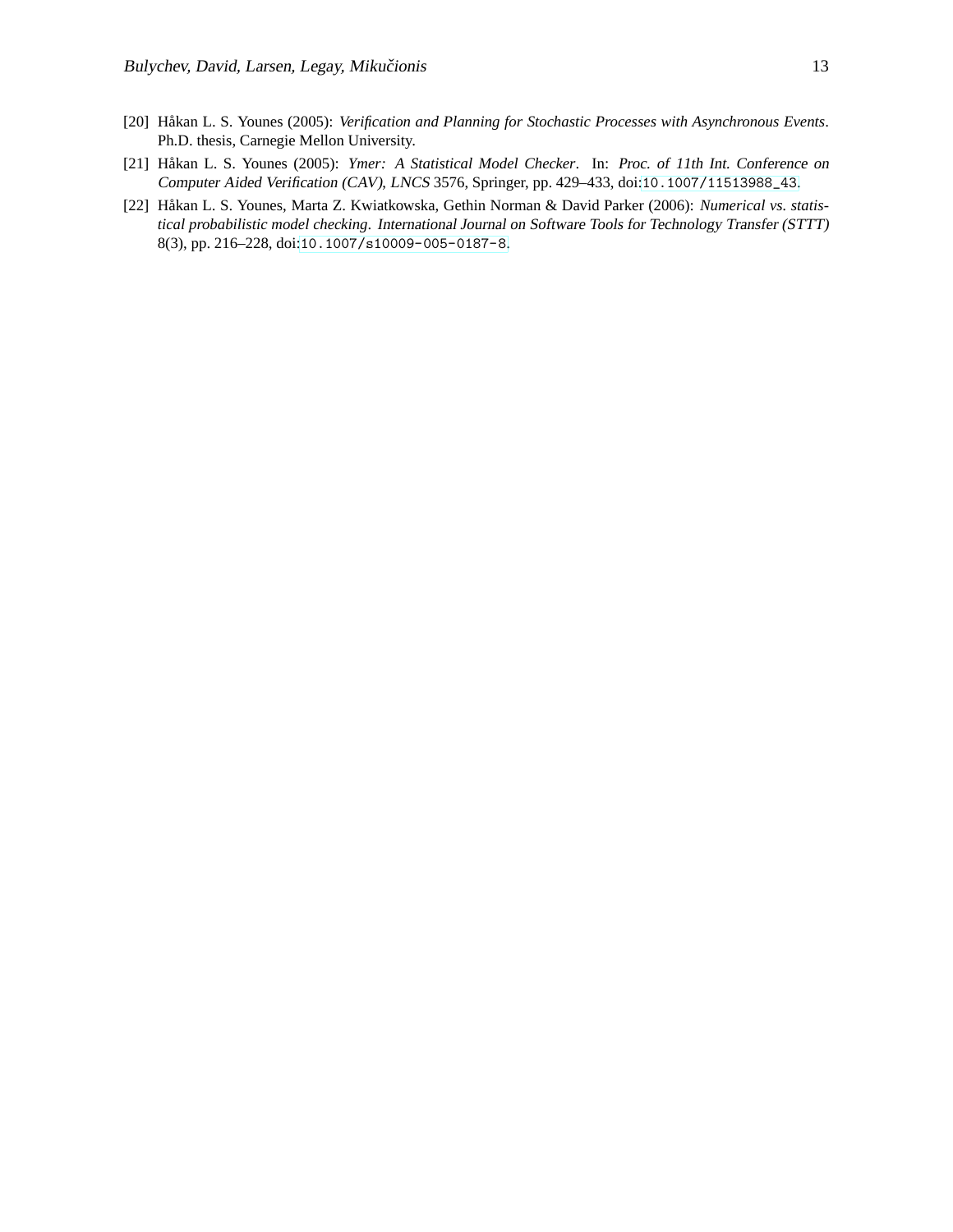[20] Håkan L. S. Younes (2005): *Verification and Planning for Stochastic Processes with Asynchronous Events*. Ph.D. thesis, Carnegie Mellon University.

[21] Håkan L. S. Younes (2005): *Ymer: A Statistical Model Checker*. In: *Proc. of 11th Int. Conference on Computer Aided Verification (CAV)*, *LNCS* 3576, Springer, pp. 429–433, doi:10.1007/11513988_43.

[22] Håkan L. S. Younes, Marta Z. Kwiatkowska, Gethin Norman & David Parker (2006): *Numerical vs. statistical probabilistic model checking*. *International Journal on Software Tools for Technology Transfer (STTT)* 8(3), pp. 216–228, doi:10.1007/s10009-005-0187-8.